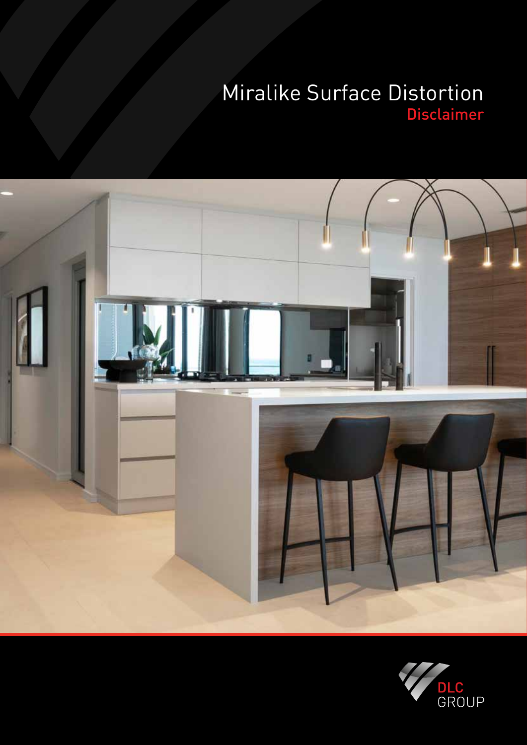# Miralike Surface Distortion
## Disclaimer

DLC GROUP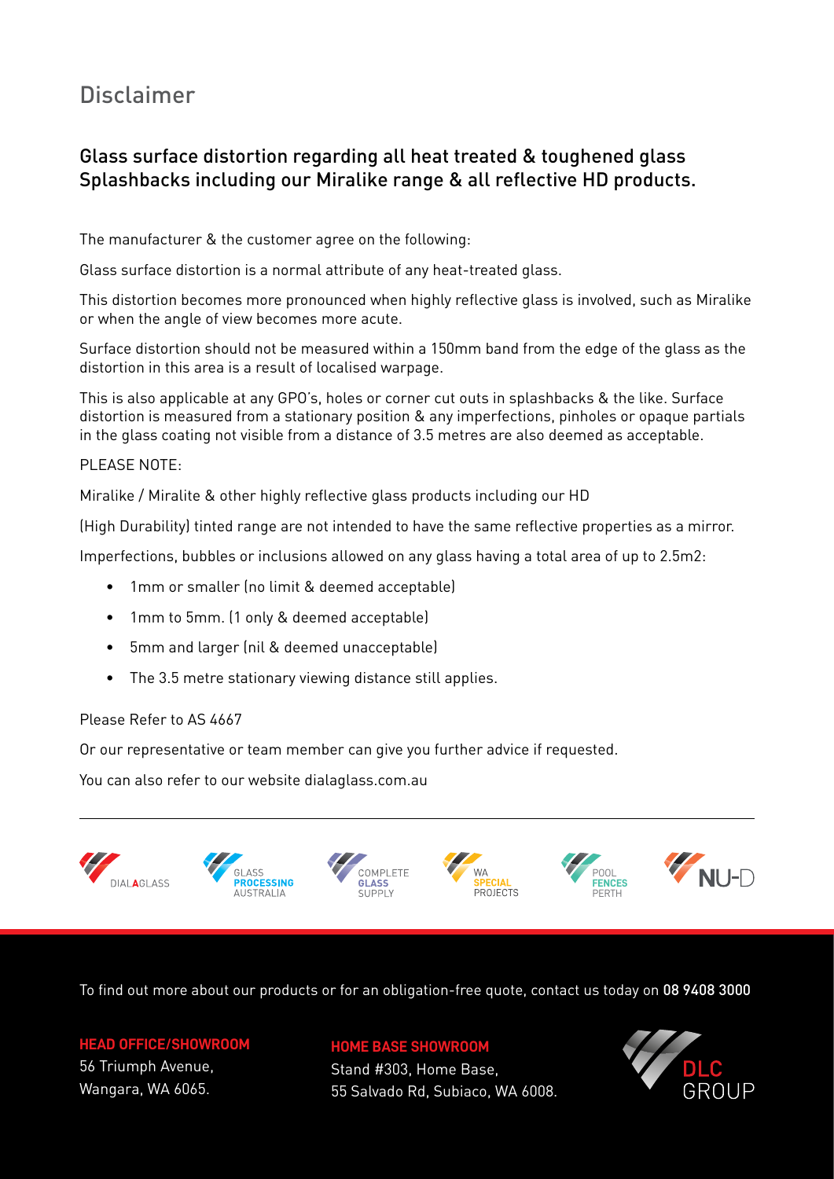# Disclaimer

## Glass surface distortion regarding all heat treated & toughened glass Splashbacks including our Miralike range & all reflective HD products.

The manufacturer & the customer agree on the following:

Glass surface distortion is a normal attribute of any heat-treated glass.

This distortion becomes more pronounced when highly reflective glass is involved, such as Miralike or when the angle of view becomes more acute.

Surface distortion should not be measured within a 150mm band from the edge of the glass as the distortion in this area is a result of localised warpage.

This is also applicable at any GPO's, holes or corner cut outs in splashbacks & the like. Surface distortion is measured from a stationary position & any imperfections, pinholes or opaque partials in the glass coating not visible from a distance of 3.5 metres are also deemed as acceptable.

PLEASE NOTE:

Miralike / Miralite & other highly reflective glass products including our HD

(High Durability) tinted range are not intended to have the same reflective properties as a mirror.

Imperfections, bubbles or inclusions allowed on any glass having a total area of up to 2.5m2:

- 1mm or smaller (no limit & deemed acceptable)
- 1mm to 5mm. (1 only & deemed acceptable)
- 5mm and larger (nil & deemed unacceptable)
- The 3.5 metre stationary viewing distance still applies.

Please Refer to AS 4667

Or our representative or team member can give you further advice if requested.

You can also refer to our website dialaglass.com.au

DIALAGLASS | GLASS PROCESSING AUSTRALIA | COMPLETE GLASS SUPPLY | WA SPECIAL PROJECTS | POOL FENCES PERTH | NU-D

To find out more about our products or for an obligation-free quote, contact us today on 08 9408 3000

**HEAD OFFICE/SHOWROOM**
56 Triumph Avenue,
Wangara, WA 6065.

**HOME BASE SHOWROOM**
Stand #303, Home Base,
55 Salvado Rd, Subiaco, WA 6008.

DLC GROUP